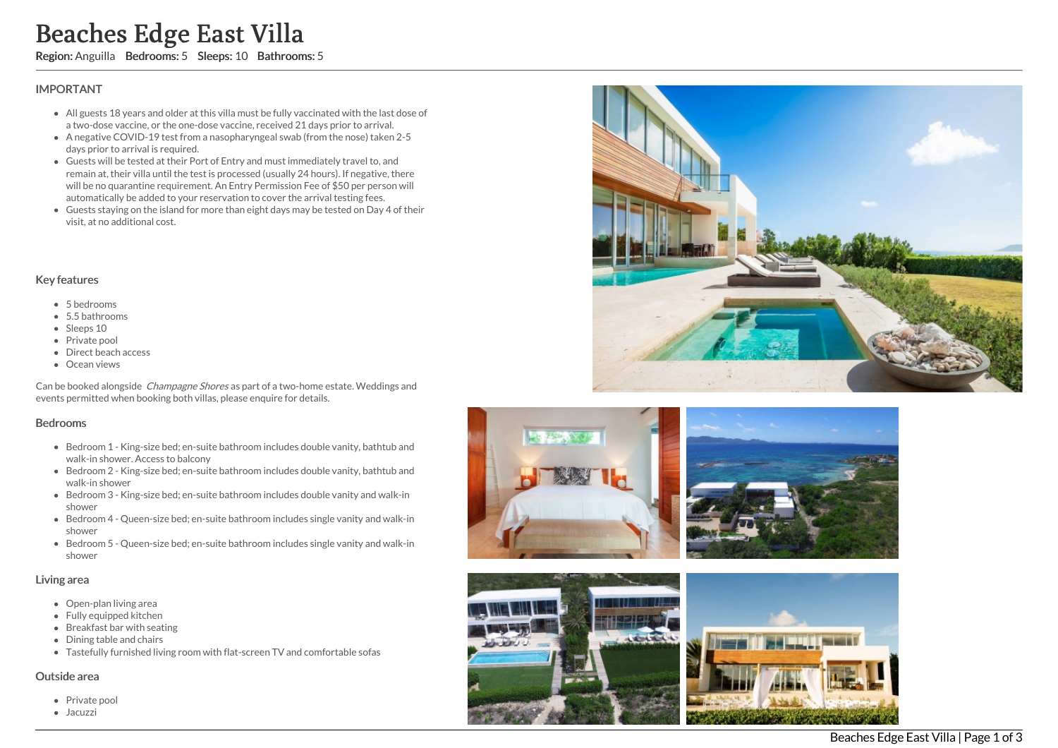# Beaches Edge East Villa

**Region:** Anguilla **Bedrooms:** 5 **Sleeps:** 10 **Bathrooms:** 5

## IMPORTANT

- All guests 18 years and older at this villa must be fully vaccinated with the last dose of a two-dose vaccine, or the one-dose vaccine, received 21 days prior to arrival.
- A negative COVID-19 test from a nasopharyngeal swab (from the nose) taken 2-5 days prior to arrival is required.
- Guests will be tested at their Port of Entry and must immediately travel to, and remain at, their villa until the test is processed (usually 24 hours). If negative, there will be no quarantine requirement. An Entry Permission Fee of $50 per person will automatically be added to your reservation to cover the arrival testing fees.
- Guests staying on the island for more than eight days may be tested on Day 4 of their visit, at no additional cost.

## Key features

- 5 bedrooms
- 5.5 bathrooms
- Sleeps 10
- Private pool
- Direct beach access
- Ocean views

Can be booked alongside *Champagne Shores* as part of a two-home estate. Weddings and events permitted when booking both villas, please enquire for details.

## Bedrooms

- Bedroom 1 - King-size bed; en-suite bathroom includes double vanity, bathtub and walk-in shower. Access to balcony
- Bedroom 2 - King-size bed; en-suite bathroom includes double vanity, bathtub and walk-in shower
- Bedroom 3 - King-size bed; en-suite bathroom includes double vanity and walk-in shower
- Bedroom 4 - Queen-size bed; en-suite bathroom includes single vanity and walk-in shower
- Bedroom 5 - Queen-size bed; en-suite bathroom includes single vanity and walk-in shower

## Living area

- Open-plan living area
- Fully equipped kitchen
- Breakfast bar with seating
- Dining table and chairs
- Tastefully furnished living room with flat-screen TV and comfortable sofas

## Outside area

- Private pool
- Jacuzzi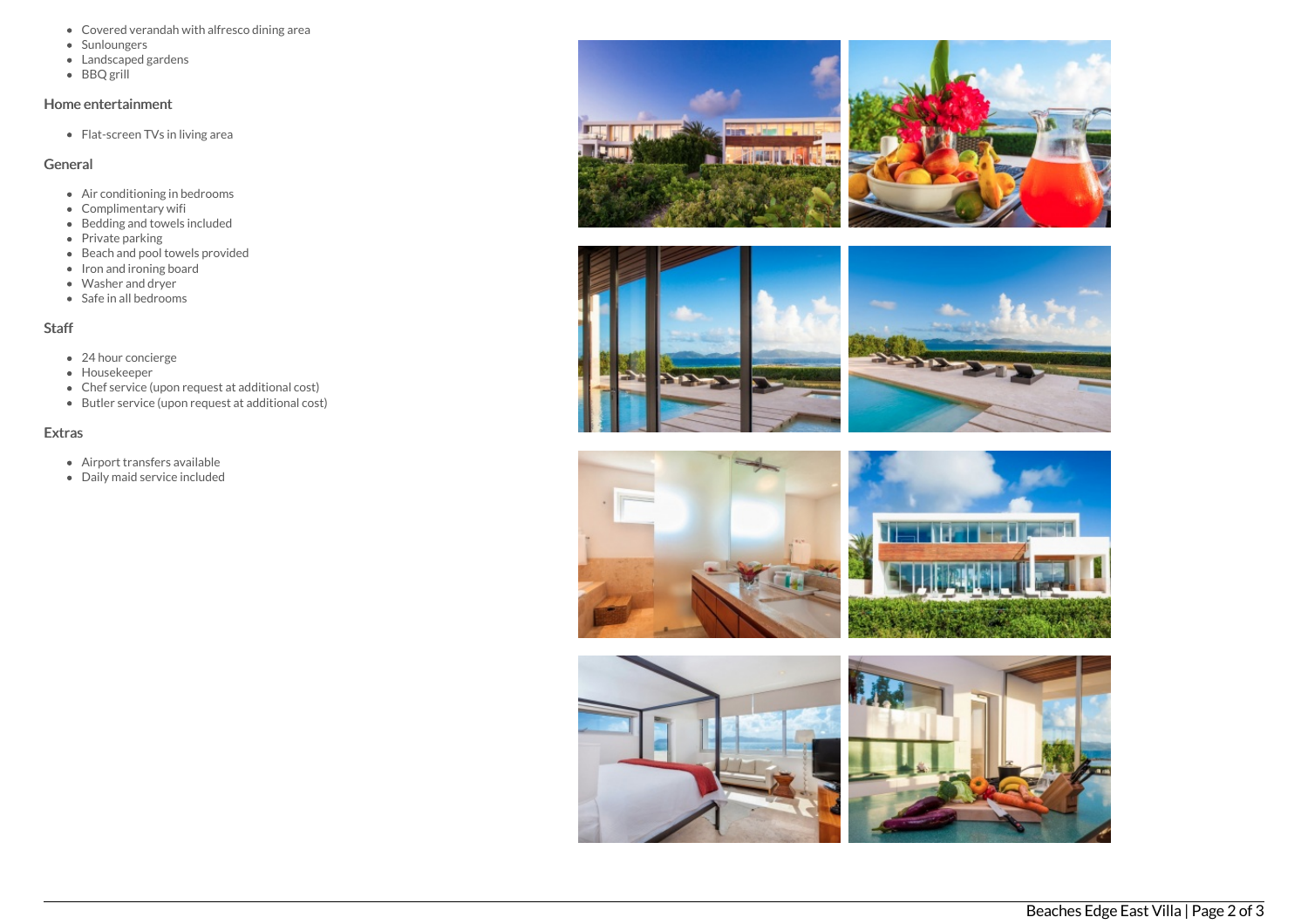- Covered verandah with alfresco dining area
- Sunloungers
- Landscaped gardens
- BBQ grill

## Home entertainment

- Flat-screen TVs in living area

## General

- Air conditioning in bedrooms
- Complimentary wifi
- Bedding and towels included
- Private parking
- Beach and pool towels provided
- Iron and ironing board
- Washer and dryer
- Safe in all bedrooms

## Staff

- 24 hour concierge
- Housekeeper
- Chef service (upon request at additional cost)
- Butler service (upon request at additional cost)

## Extras

- Airport transfers available
- Daily maid service included